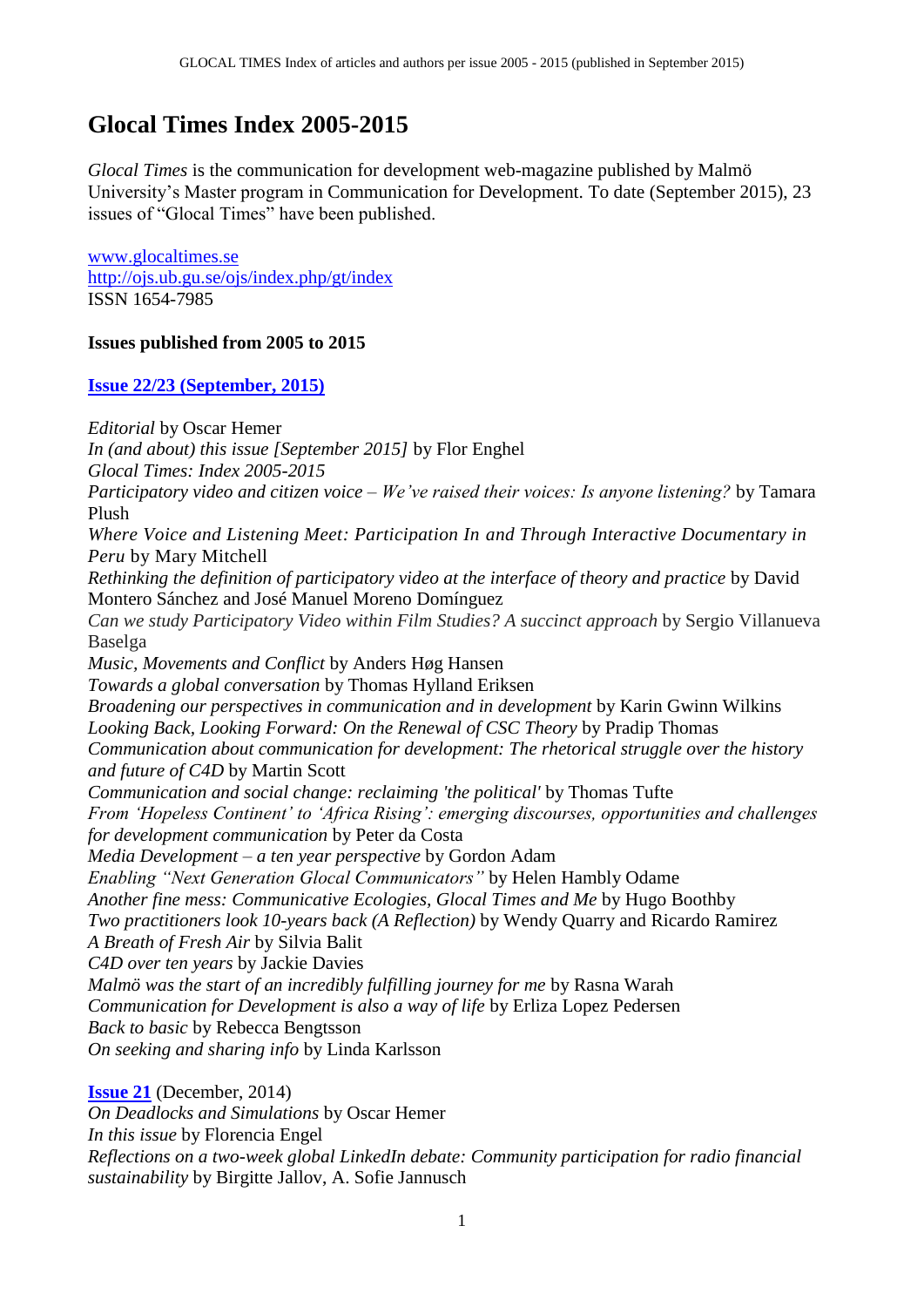# Glocal Times Index 2005-2015

*Glocal Times* is the communication for development web-magazine published by Malmö University's Master program in Communication for Development. To date (September 2015), 23 issues of "Glocal Times" have been published.

www.glocaltimes.se
http://ojs.ub.gu.se/ojs/index.php/gt/index
ISSN 1654-7985

**Issues published from 2005 to 2015**

**Issue 22/23 (September, 2015)**

*Editorial* by Oscar Hemer
*In (and about) this issue [September 2015]* by Flor Enghel
*Glocal Times: Index 2005-2015*
*Participatory video and citizen voice – We've raised their voices: Is anyone listening?* by Tamara Plush
*Where Voice and Listening Meet: Participation In and Through Interactive Documentary in Peru* by Mary Mitchell
*Rethinking the definition of participatory video at the interface of theory and practice* by David Montero Sánchez and José Manuel Moreno Domínguez
*Can we study Participatory Video within Film Studies? A succinct approach* by Sergio Villanueva Baselga
*Music, Movements and Conflict* by Anders Høg Hansen
*Towards a global conversation* by Thomas Hylland Eriksen
*Broadening our perspectives in communication and in development* by Karin Gwinn Wilkins
*Looking Back, Looking Forward: On the Renewal of CSC Theory* by Pradip Thomas
*Communication about communication for development: The rhetorical struggle over the history and future of C4D* by Martin Scott
*Communication and social change: reclaiming 'the political'* by Thomas Tufte
*From 'Hopeless Continent' to 'Africa Rising': emerging discourses, opportunities and challenges for development communication* by Peter da Costa
*Media Development – a ten year perspective* by Gordon Adam
*Enabling "Next Generation Glocal Communicators"* by Helen Hambly Odame
*Another fine mess: Communicative Ecologies, Glocal Times and Me* by Hugo Boothby
*Two practitioners look 10-years back (A Reflection)* by Wendy Quarry and Ricardo Ramirez
*A Breath of Fresh Air* by Silvia Balit
*C4D over ten years* by Jackie Davies
*Malmö was the start of an incredibly fulfilling journey for me* by Rasna Warah
*Communication for Development is also a way of life* by Erliza Lopez Pedersen
*Back to basic* by Rebecca Bengtsson
*On seeking and sharing info* by Linda Karlsson

**Issue 21** (December, 2014)
*On Deadlocks and Simulations* by Oscar Hemer
*In this issue* by Florencia Engel
*Reflections on a two-week global LinkedIn debate: Community participation for radio financial sustainability* by Birgitte Jallov, A. Sofie Jannusch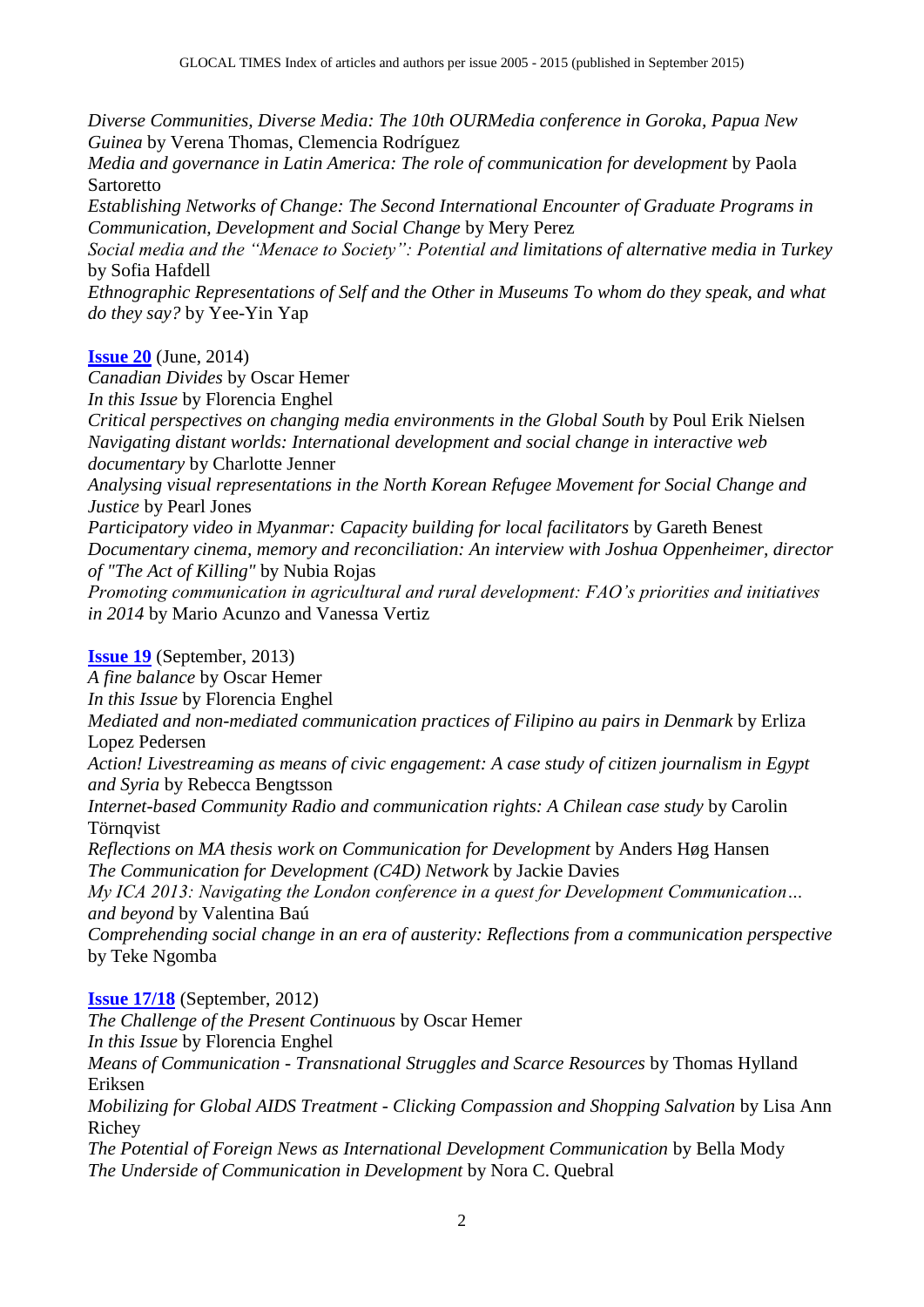*Diverse Communities, Diverse Media: The 10th OURMedia conference in Goroka, Papua New Guinea* by Verena Thomas, Clemencia Rodríguez
*Media and governance in Latin America: The role of communication for development* by Paola Sartoretto
*Establishing Networks of Change: The Second International Encounter of Graduate Programs in Communication, Development and Social Change* by Mery Perez
*Social media and the "Menace to Society": Potential and limitations of alternative media in Turkey* by Sofia Hafdell
*Ethnographic Representations of Self and the Other in Museums To whom do they speak, and what do they say?* by Yee-Yin Yap

**Issue 20** (June, 2014)
*Canadian Divides* by Oscar Hemer
*In this Issue* by Florencia Enghel
*Critical perspectives on changing media environments in the Global South* by Poul Erik Nielsen
*Navigating distant worlds: International development and social change in interactive web documentary* by Charlotte Jenner
*Analysing visual representations in the North Korean Refugee Movement for Social Change and Justice* by Pearl Jones
*Participatory video in Myanmar: Capacity building for local facilitators* by Gareth Benest
*Documentary cinema, memory and reconciliation: An interview with Joshua Oppenheimer, director of "The Act of Killing"* by Nubia Rojas
*Promoting communication in agricultural and rural development: FAO's priorities and initiatives in 2014* by Mario Acunzo and Vanessa Vertiz

**Issue 19** (September, 2013)
*A fine balance* by Oscar Hemer
*In this Issue* by Florencia Enghel
*Mediated and non-mediated communication practices of Filipino au pairs in Denmark* by Erliza Lopez Pedersen
*Action! Livestreaming as means of civic engagement: A case study of citizen journalism in Egypt and Syria* by Rebecca Bengtsson
*Internet-based Community Radio and communication rights: A Chilean case study* by Carolin Törnqvist
*Reflections on MA thesis work on Communication for Development* by Anders Høg Hansen
*The Communication for Development (C4D) Network* by Jackie Davies
*My ICA 2013: Navigating the London conference in a quest for Development Communication… and beyond* by Valentina Baú
*Comprehending social change in an era of austerity: Reflections from a communication perspective* by Teke Ngomba

**Issue 17/18** (September, 2012)
*The Challenge of the Present Continuous* by Oscar Hemer
*In this Issue* by Florencia Enghel
*Means of Communication - Transnational Struggles and Scarce Resources* by Thomas Hylland Eriksen
*Mobilizing for Global AIDS Treatment - Clicking Compassion and Shopping Salvation* by Lisa Ann Richey
*The Potential of Foreign News as International Development Communication* by Bella Mody
*The Underside of Communication in Development* by Nora C. Quebral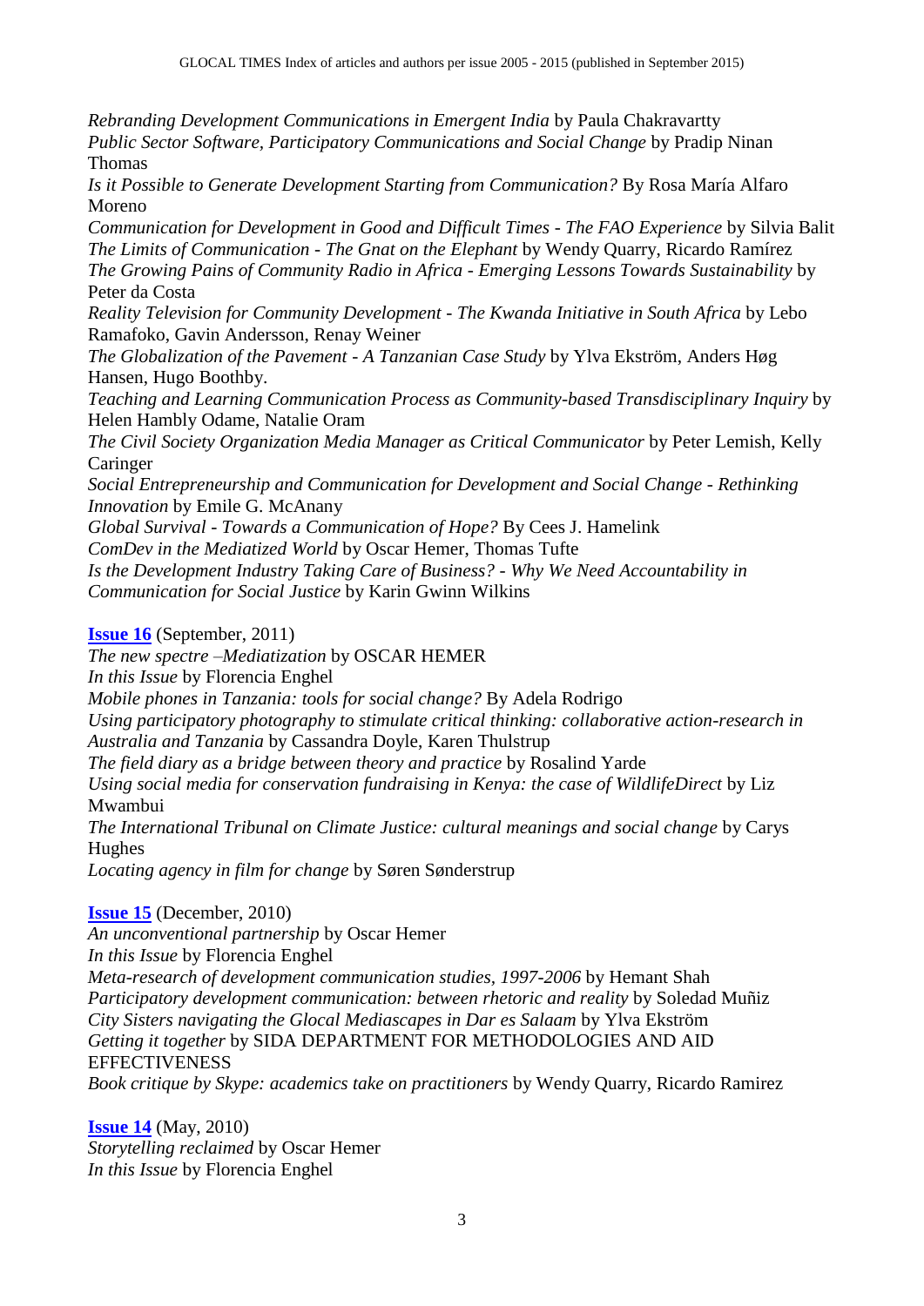*Rebranding Development Communications in Emergent India* by Paula Chakravartty
*Public Sector Software, Participatory Communications and Social Change* by Pradip Ninan Thomas
*Is it Possible to Generate Development Starting from Communication?* By Rosa María Alfaro Moreno
*Communication for Development in Good and Difficult Times - The FAO Experience* by Silvia Balit
*The Limits of Communication - The Gnat on the Elephant* by Wendy Quarry, Ricardo Ramírez
*The Growing Pains of Community Radio in Africa - Emerging Lessons Towards Sustainability* by Peter da Costa
*Reality Television for Community Development - The Kwanda Initiative in South Africa* by Lebo Ramafoko, Gavin Andersson, Renay Weiner
*The Globalization of the Pavement - A Tanzanian Case Study* by Ylva Ekström, Anders Høg Hansen, Hugo Boothby.
*Teaching and Learning Communication Process as Community-based Transdisciplinary Inquiry* by Helen Hambly Odame, Natalie Oram
*The Civil Society Organization Media Manager as Critical Communicator* by Peter Lemish, Kelly Caringer
*Social Entrepreneurship and Communication for Development and Social Change - Rethinking Innovation* by Emile G. McAnany
*Global Survival - Towards a Communication of Hope?* By Cees J. Hamelink
*ComDev in the Mediatized World* by Oscar Hemer, Thomas Tufte
*Is the Development Industry Taking Care of Business? - Why We Need Accountability in Communication for Social Justice* by Karin Gwinn Wilkins

**Issue 16** (September, 2011)
*The new spectre –Mediatization* by OSCAR HEMER
*In this Issue* by Florencia Enghel
*Mobile phones in Tanzania: tools for social change?* By Adela Rodrigo
*Using participatory photography to stimulate critical thinking: collaborative action-research in Australia and Tanzania* by Cassandra Doyle, Karen Thulstrup
*The field diary as a bridge between theory and practice* by Rosalind Yarde
*Using social media for conservation fundraising in Kenya: the case of WildlifeDirect* by Liz Mwambui
*The International Tribunal on Climate Justice: cultural meanings and social change* by Carys Hughes
*Locating agency in film for change* by Søren Sønderstrup

**Issue 15** (December, 2010)
*An unconventional partnership* by Oscar Hemer
*In this Issue* by Florencia Enghel
*Meta-research of development communication studies, 1997-2006* by Hemant Shah
*Participatory development communication: between rhetoric and reality* by Soledad Muñiz
*City Sisters navigating the Glocal Mediascapes in Dar es Salaam* by Ylva Ekström
*Getting it together* by SIDA DEPARTMENT FOR METHODOLOGIES AND AID EFFECTIVENESS
*Book critique by Skype: academics take on practitioners* by Wendy Quarry, Ricardo Ramirez

**Issue 14** (May, 2010)
*Storytelling reclaimed* by Oscar Hemer
*In this Issue* by Florencia Enghel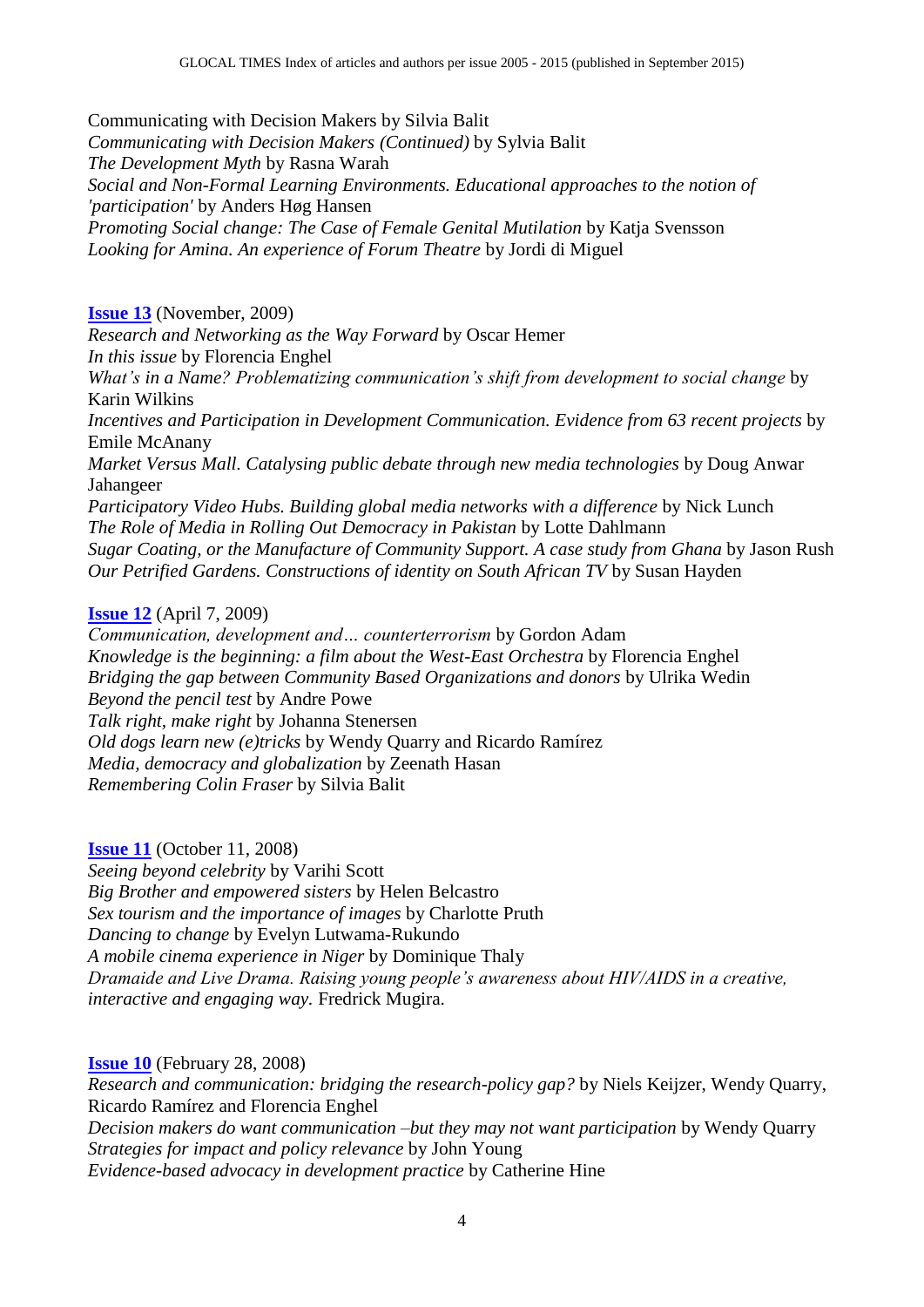Communicating with Decision Makers by Silvia Balit  
*Communicating with Decision Makers (Continued)* by Sylvia Balit  
*The Development Myth* by Rasna Warah  
*Social and Non-Formal Learning Environments. Educational approaches to the notion of 'participation'* by Anders Høg Hansen  
*Promoting Social change: The Case of Female Genital Mutilation* by Katja Svensson  
*Looking for Amina. An experience of Forum Theatre* by Jordi di Miguel

**Issue 13** (November, 2009)  
*Research and Networking as the Way Forward* by Oscar Hemer  
*In this issue* by Florencia Enghel  
*What's in a Name? Problematizing communication's shift from development to social change* by Karin Wilkins  
*Incentives and Participation in Development Communication. Evidence from 63 recent projects* by Emile McAnany  
*Market Versus Mall. Catalysing public debate through new media technologies* by Doug Anwar Jahangeer  
*Participatory Video Hubs. Building global media networks with a difference* by Nick Lunch  
*The Role of Media in Rolling Out Democracy in Pakistan* by Lotte Dahlmann  
*Sugar Coating, or the Manufacture of Community Support. A case study from Ghana* by Jason Rush  
*Our Petrified Gardens. Constructions of identity on South African TV* by Susan Hayden

**Issue 12** (April 7, 2009)  
*Communication, development and… counterterrorism* by Gordon Adam  
*Knowledge is the beginning: a film about the West-East Orchestra* by Florencia Enghel  
*Bridging the gap between Community Based Organizations and donors* by Ulrika Wedin  
*Beyond the pencil test* by Andre Powe  
*Talk right, make right* by Johanna Stenersen  
*Old dogs learn new (e)tricks* by Wendy Quarry and Ricardo Ramírez  
*Media, democracy and globalization* by Zeenath Hasan  
*Remembering Colin Fraser* by Silvia Balit

**Issue 11** (October 11, 2008)  
*Seeing beyond celebrity* by Varihi Scott  
*Big Brother and empowered sisters* by Helen Belcastro  
*Sex tourism and the importance of images* by Charlotte Pruth  
*Dancing to change* by Evelyn Lutwama-Rukundo  
*A mobile cinema experience in Niger* by Dominique Thaly  
*Dramaide and Live Drama. Raising young people's awareness about HIV/AIDS in a creative, interactive and engaging way.* Fredrick Mugira.

**Issue 10** (February 28, 2008)  
*Research and communication: bridging the research-policy gap?* by Niels Keijzer, Wendy Quarry, Ricardo Ramírez and Florencia Enghel  
*Decision makers do want communication –but they may not want participation* by Wendy Quarry  
*Strategies for impact and policy relevance* by John Young  
*Evidence-based advocacy in development practice* by Catherine Hine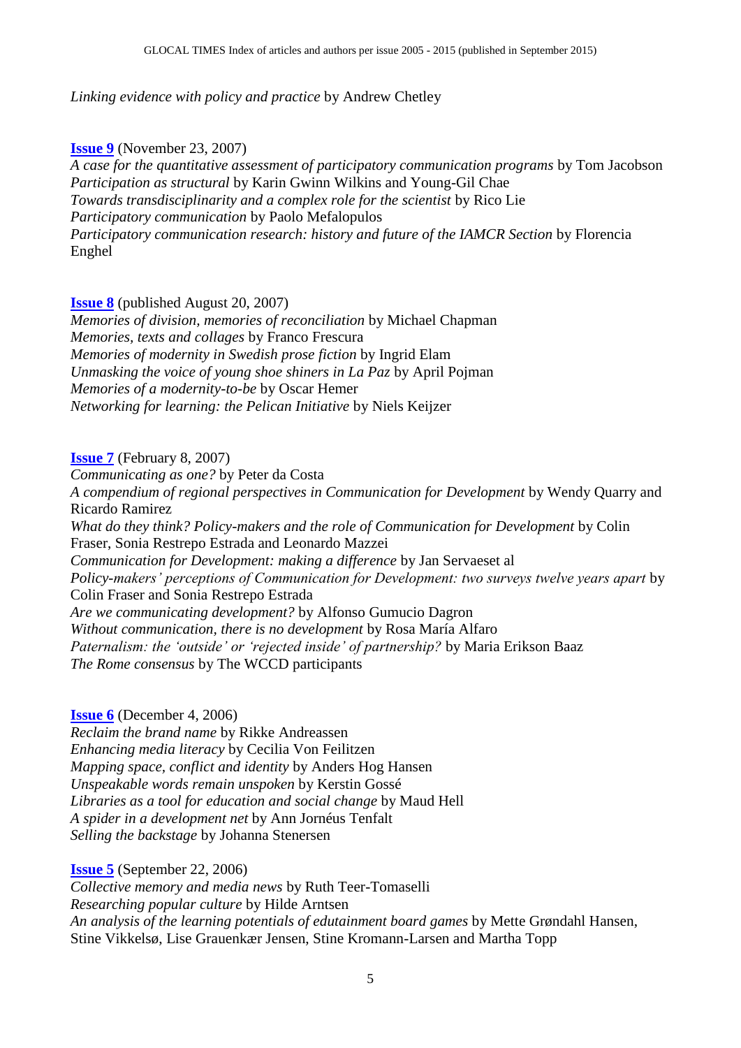*Linking evidence with policy and practice* by Andrew Chetley

**[Issue 9](#)** (November 23, 2007)
*A case for the quantitative assessment of participatory communication programs* by Tom Jacobson
*Participation as structural* by Karin Gwinn Wilkins and Young-Gil Chae
*Towards transdisciplinarity and a complex role for the scientist* by Rico Lie
*Participatory communication* by Paolo Mefalopulos
*Participatory communication research: history and future of the IAMCR Section* by Florencia Enghel

**[Issue 8](#)** (published August 20, 2007)
*Memories of division, memories of reconciliation* by Michael Chapman
*Memories, texts and collages* by Franco Frescura
*Memories of modernity in Swedish prose fiction* by Ingrid Elam
*Unmasking the voice of young shoe shiners in La Paz* by April Pojman
*Memories of a modernity-to-be* by Oscar Hemer
*Networking for learning: the Pelican Initiative* by Niels Keijzer

**[Issue 7](#)** (February 8, 2007)
*Communicating as one?* by Peter da Costa
*A compendium of regional perspectives in Communication for Development* by Wendy Quarry and Ricardo Ramirez
*What do they think? Policy-makers and the role of Communication for Development* by Colin Fraser, Sonia Restrepo Estrada and Leonardo Mazzei
*Communication for Development: making a difference* by Jan Servaeset al
*Policy-makers' perceptions of Communication for Development: two surveys twelve years apart* by Colin Fraser and Sonia Restrepo Estrada
*Are we communicating development?* by Alfonso Gumucio Dagron
*Without communication, there is no development* by Rosa María Alfaro
*Paternalism: the 'outside' or 'rejected inside' of partnership?* by Maria Erikson Baaz
*The Rome consensus* by The WCCD participants

**[Issue 6](#)** (December 4, 2006)
*Reclaim the brand name* by Rikke Andreassen
*Enhancing media literacy* by Cecilia Von Feilitzen
*Mapping space, conflict and identity* by Anders Hog Hansen
*Unspeakable words remain unspoken* by Kerstin Gossé
*Libraries as a tool for education and social change* by Maud Hell
*A spider in a development net* by Ann Jornéus Tenfalt
*Selling the backstage* by Johanna Stenersen

**[Issue 5](#)** (September 22, 2006)
*Collective memory and media news* by Ruth Teer-Tomaselli
*Researching popular culture* by Hilde Arntsen
*An analysis of the learning potentials of edutainment board games* by Mette Grøndahl Hansen, Stine Vikkelsø, Lise Grauenkær Jensen, Stine Kromann-Larsen and Martha Topp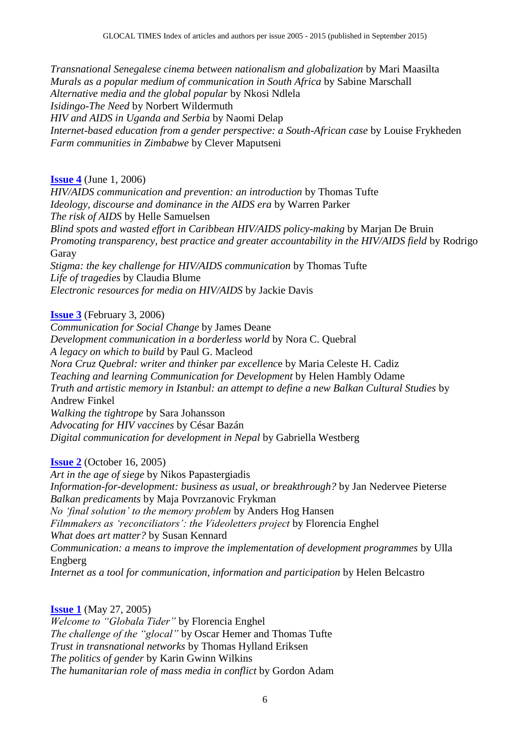*Transnational Senegalese cinema between nationalism and globalization* by Mari Maasilta
*Murals as a popular medium of communication in South Africa* by Sabine Marschall
*Alternative media and the global popular* by Nkosi Ndlela
*Isidingo-The Need* by Norbert Wildermuth
*HIV and AIDS in Uganda and Serbia* by Naomi Delap
*Internet-based education from a gender perspective: a South-African case* by Louise Frykheden
*Farm communities in Zimbabwe* by Clever Maputseni

**Issue 4** (June 1, 2006)
*HIV/AIDS communication and prevention: an introduction* by Thomas Tufte
*Ideology, discourse and dominance in the AIDS era* by Warren Parker
*The risk of AIDS* by Helle Samuelsen
*Blind spots and wasted effort in Caribbean HIV/AIDS policy-making* by Marjan De Bruin
*Promoting transparency, best practice and greater accountability in the HIV/AIDS field* by Rodrigo Garay
*Stigma: the key challenge for HIV/AIDS communication* by Thomas Tufte
*Life of tragedies* by Claudia Blume
*Electronic resources for media on HIV/AIDS* by Jackie Davis

**Issue 3** (February 3, 2006)
*Communication for Social Change* by James Deane
*Development communication in a borderless world* by Nora C. Quebral
*A legacy on which to build* by Paul G. Macleod
*Nora Cruz Quebral: writer and thinker par excellence* by Maria Celeste H. Cadiz
*Teaching and learning Communication for Development* by Helen Hambly Odame
*Truth and artistic memory in Istanbul: an attempt to define a new Balkan Cultural Studies* by Andrew Finkel
*Walking the tightrope* by Sara Johansson
*Advocating for HIV vaccines* by César Bazán
*Digital communication for development in Nepal* by Gabriella Westberg

**Issue 2** (October 16, 2005)
*Art in the age of siege* by Nikos Papastergiadis
*Information-for-development: business as usual, or breakthrough?* by Jan Nedervee Pieterse
*Balkan predicaments* by Maja Povrzanovic Frykman
*No 'final solution' to the memory problem* by Anders Hog Hansen
*Filmmakers as 'reconciliators': the Videoletters project* by Florencia Enghel
*What does art matter?* by Susan Kennard
*Communication: a means to improve the implementation of development programmes* by Ulla Engberg
*Internet as a tool for communication, information and participation* by Helen Belcastro

**Issue 1** (May 27, 2005)
*Welcome to "Globala Tider"* by Florencia Enghel
*The challenge of the "glocal"* by Oscar Hemer and Thomas Tufte
*Trust in transnational networks* by Thomas Hylland Eriksen
*The politics of gender* by Karin Gwinn Wilkins
*The humanitarian role of mass media in conflict* by Gordon Adam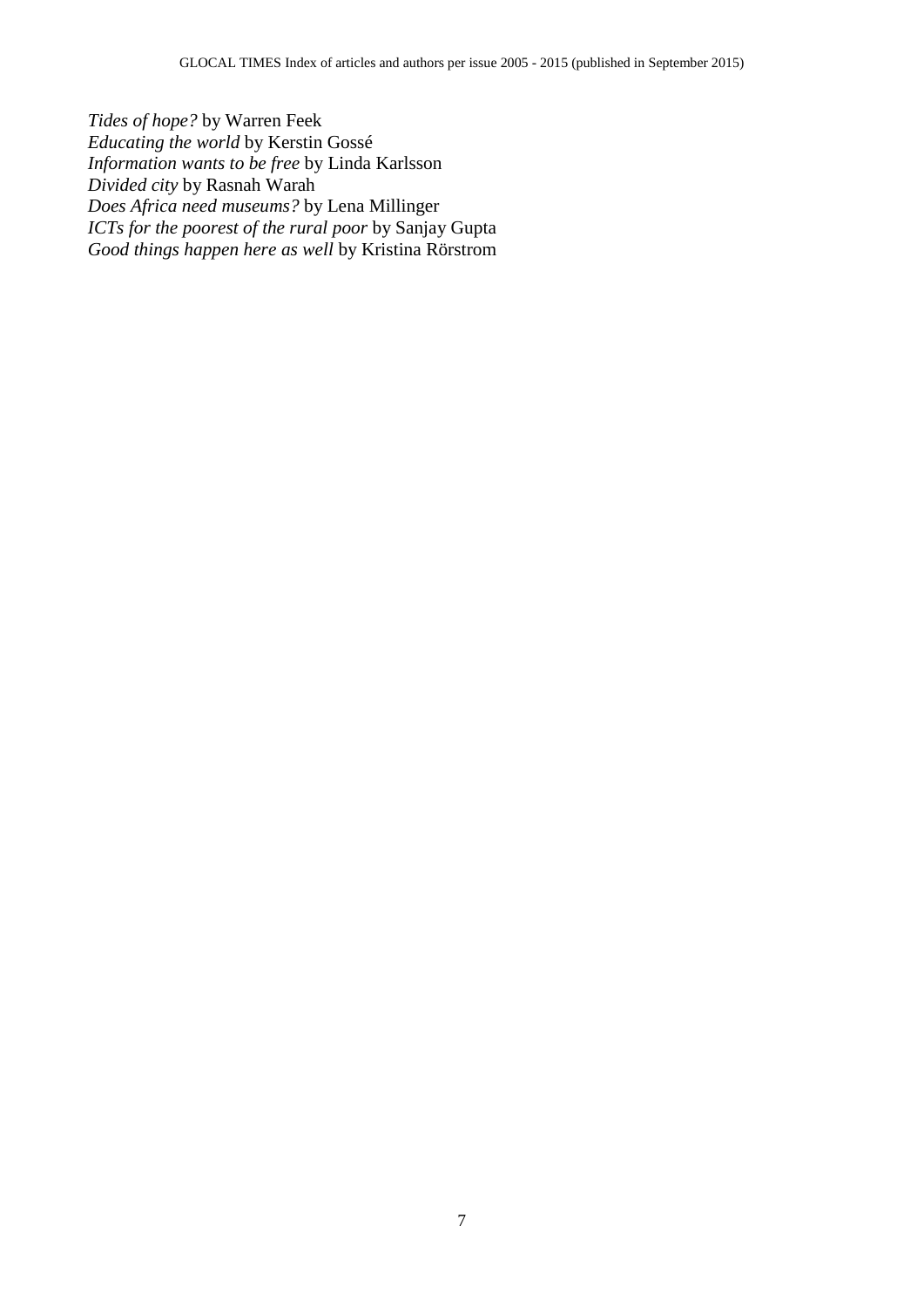*Tides of hope?* by Warren Feek  
*Educating the world* by Kerstin Gossé  
*Information wants to be free* by Linda Karlsson  
*Divided city* by Rasnah Warah  
*Does Africa need museums?* by Lena Millinger  
*ICTs for the poorest of the rural poor* by Sanjay Gupta  
*Good things happen here as well* by Kristina Rörstrom